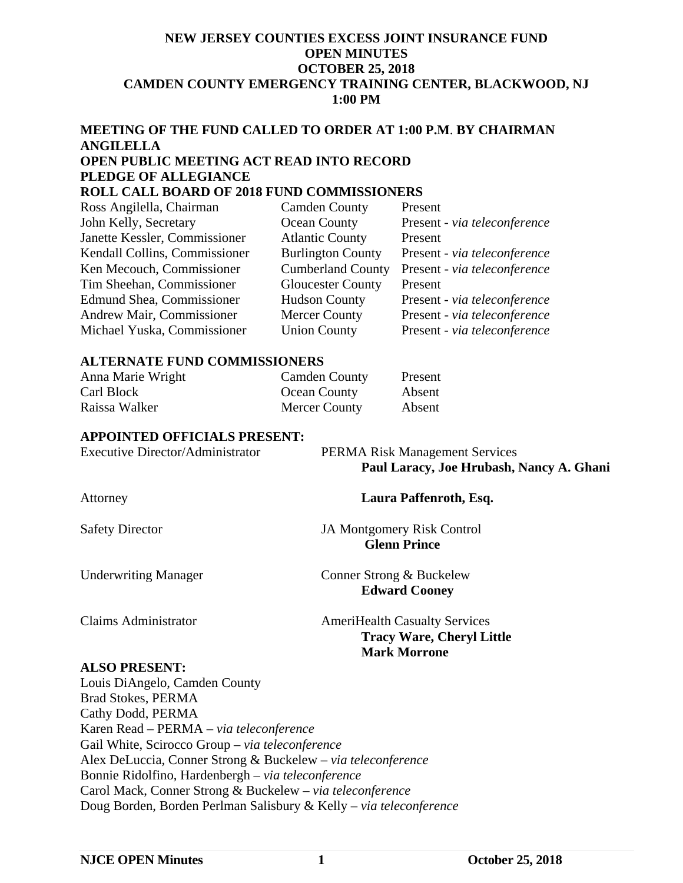# NEW JERSEY COUNTIES EXCESS JOINT INSURANCE FUND
# OPEN MINUTES
# OCTOBER 25, 2018
# CAMDEN COUNTY EMERGENCY TRAINING CENTER, BLACKWOOD, NJ
# 1:00 PM

**MEETING OF THE FUND CALLED TO ORDER AT 1:00 P.M. BY CHAIRMAN ANGILELLA**

**OPEN PUBLIC MEETING ACT READ INTO RECORD**

**PLEDGE OF ALLEGIANCE**

**ROLL CALL BOARD OF 2018 FUND COMMISSIONERS**

| | | |
|---|---|---|
| Ross Angilella, Chairman | Camden County | Present |
| John Kelly, Secretary | Ocean County | Present - *via teleconference* |
| Janette Kessler, Commissioner | Atlantic County | Present |
| Kendall Collins, Commissioner | Burlington County | Present - *via teleconference* |
| Ken Mecouch, Commissioner | Cumberland County | Present - *via teleconference* |
| Tim Sheehan, Commissioner | Gloucester County | Present |
| Edmund Shea, Commissioner | Hudson County | Present - *via teleconference* |
| Andrew Mair, Commissioner | Mercer County | Present - *via teleconference* |
| Michael Yuska, Commissioner | Union County | Present - *via teleconference* |

**ALTERNATE FUND COMMISSIONERS**

| | | |
|---|---|---|
| Anna Marie Wright | Camden County | Present |
| Carl Block | Ocean County | Absent |
| Raissa Walker | Mercer County | Absent |

**APPOINTED OFFICIALS PRESENT:**

| | |
|---|---|
| Executive Director/Administrator | PERMA Risk Management Services<br>**Paul Laracy, Joe Hrubash, Nancy A. Ghani** |
| Attorney | **Laura Paffenroth, Esq.** |
| Safety Director | JA Montgomery Risk Control<br>**Glenn Prince** |
| Underwriting Manager | Conner Strong & Buckelew<br>**Edward Cooney** |
| Claims Administrator | AmeriHealth Casualty Services<br>**Tracy Ware, Cheryl Little**<br>**Mark Morrone** |

**ALSO PRESENT:**

Louis DiAngelo, Camden County
Brad Stokes, PERMA
Cathy Dodd, PERMA
Karen Read – PERMA – *via teleconference*
Gail White, Scirocco Group – *via teleconference*
Alex DeLuccia, Conner Strong & Buckelew – *via teleconference*
Bonnie Ridolfino, Hardenbergh – *via teleconference*
Carol Mack, Conner Strong & Buckelew – *via teleconference*
Doug Borden, Borden Perlman Salisbury & Kelly – *via teleconference*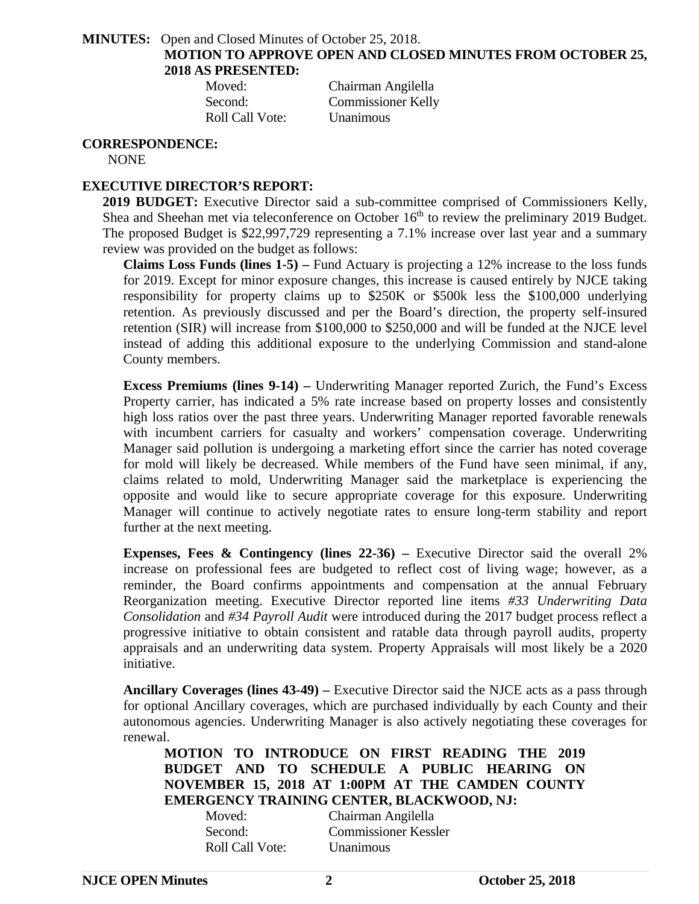**MINUTES:** Open and Closed Minutes of October 25, 2018.

**MOTION TO APPROVE OPEN AND CLOSED MINUTES FROM OCTOBER 25, 2018 AS PRESENTED:**

| | |
|---|---|
| Moved: | Chairman Angilella |
| Second: | Commissioner Kelly |
| Roll Call Vote: | Unanimous |

**CORRESPONDENCE:**

NONE

**EXECUTIVE DIRECTOR'S REPORT:**

**2019 BUDGET:** Executive Director said a sub-committee comprised of Commissioners Kelly, Shea and Sheehan met via teleconference on October 16th to review the preliminary 2019 Budget. The proposed Budget is \$22,997,729 representing a 7.1% increase over last year and a summary review was provided on the budget as follows:

**Claims Loss Funds (lines 1-5) –** Fund Actuary is projecting a 12% increase to the loss funds for 2019. Except for minor exposure changes, this increase is caused entirely by NJCE taking responsibility for property claims up to \$250K or \$500k less the \$100,000 underlying retention. As previously discussed and per the Board's direction, the property self-insured retention (SIR) will increase from \$100,000 to \$250,000 and will be funded at the NJCE level instead of adding this additional exposure to the underlying Commission and stand-alone County members.

**Excess Premiums (lines 9-14) –** Underwriting Manager reported Zurich, the Fund's Excess Property carrier, has indicated a 5% rate increase based on property losses and consistently high loss ratios over the past three years. Underwriting Manager reported favorable renewals with incumbent carriers for casualty and workers' compensation coverage. Underwriting Manager said pollution is undergoing a marketing effort since the carrier has noted coverage for mold will likely be decreased. While members of the Fund have seen minimal, if any, claims related to mold, Underwriting Manager said the marketplace is experiencing the opposite and would like to secure appropriate coverage for this exposure. Underwriting Manager will continue to actively negotiate rates to ensure long-term stability and report further at the next meeting.

**Expenses, Fees & Contingency (lines 22-36) –** Executive Director said the overall 2% increase on professional fees are budgeted to reflect cost of living wage; however, as a reminder, the Board confirms appointments and compensation at the annual February Reorganization meeting. Executive Director reported line items *#33 Underwriting Data Consolidation* and *#34 Payroll Audit* were introduced during the 2017 budget process reflect a progressive initiative to obtain consistent and ratable data through payroll audits, property appraisals and an underwriting data system. Property Appraisals will most likely be a 2020 initiative.

**Ancillary Coverages (lines 43-49) –** Executive Director said the NJCE acts as a pass through for optional Ancillary coverages, which are purchased individually by each County and their autonomous agencies. Underwriting Manager is also actively negotiating these coverages for renewal.

**MOTION TO INTRODUCE ON FIRST READING THE 2019 BUDGET AND TO SCHEDULE A PUBLIC HEARING ON NOVEMBER 15, 2018 AT 1:00PM AT THE CAMDEN COUNTY EMERGENCY TRAINING CENTER, BLACKWOOD, NJ:**

| | |
|---|---|
| Moved: | Chairman Angilella |
| Second: | Commissioner Kessler |
| Roll Call Vote: | Unanimous |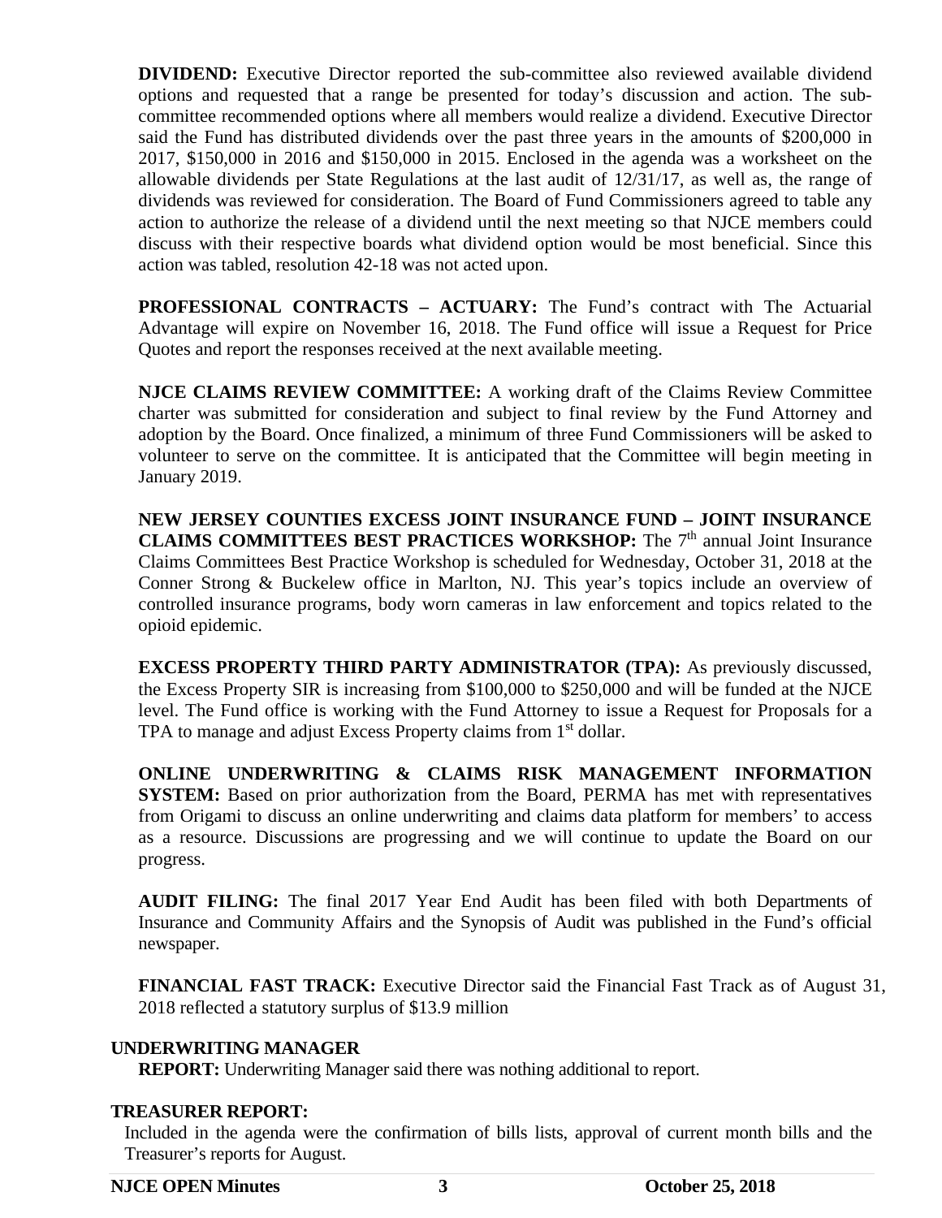**DIVIDEND:** Executive Director reported the sub-committee also reviewed available dividend options and requested that a range be presented for today's discussion and action. The sub-committee recommended options where all members would realize a dividend. Executive Director said the Fund has distributed dividends over the past three years in the amounts of $200,000 in 2017, $150,000 in 2016 and $150,000 in 2015. Enclosed in the agenda was a worksheet on the allowable dividends per State Regulations at the last audit of 12/31/17, as well as, the range of dividends was reviewed for consideration. The Board of Fund Commissioners agreed to table any action to authorize the release of a dividend until the next meeting so that NJCE members could discuss with their respective boards what dividend option would be most beneficial. Since this action was tabled, resolution 42-18 was not acted upon.

**PROFESSIONAL CONTRACTS – ACTUARY:** The Fund's contract with The Actuarial Advantage will expire on November 16, 2018. The Fund office will issue a Request for Price Quotes and report the responses received at the next available meeting.

**NJCE CLAIMS REVIEW COMMITTEE:** A working draft of the Claims Review Committee charter was submitted for consideration and subject to final review by the Fund Attorney and adoption by the Board. Once finalized, a minimum of three Fund Commissioners will be asked to volunteer to serve on the committee. It is anticipated that the Committee will begin meeting in January 2019.

**NEW JERSEY COUNTIES EXCESS JOINT INSURANCE FUND – JOINT INSURANCE CLAIMS COMMITTEES BEST PRACTICES WORKSHOP:** The 7th annual Joint Insurance Claims Committees Best Practice Workshop is scheduled for Wednesday, October 31, 2018 at the Conner Strong & Buckelew office in Marlton, NJ. This year's topics include an overview of controlled insurance programs, body worn cameras in law enforcement and topics related to the opioid epidemic.

**EXCESS PROPERTY THIRD PARTY ADMINISTRATOR (TPA):** As previously discussed, the Excess Property SIR is increasing from $100,000 to $250,000 and will be funded at the NJCE level. The Fund office is working with the Fund Attorney to issue a Request for Proposals for a TPA to manage and adjust Excess Property claims from 1st dollar.

**ONLINE UNDERWRITING & CLAIMS RISK MANAGEMENT INFORMATION SYSTEM:** Based on prior authorization from the Board, PERMA has met with representatives from Origami to discuss an online underwriting and claims data platform for members' to access as a resource. Discussions are progressing and we will continue to update the Board on our progress.

**AUDIT FILING:** The final 2017 Year End Audit has been filed with both Departments of Insurance and Community Affairs and the Synopsis of Audit was published in the Fund's official newspaper.

**FINANCIAL FAST TRACK:** Executive Director said the Financial Fast Track as of August 31, 2018 reflected a statutory surplus of $13.9 million

**UNDERWRITING MANAGER**

**REPORT:** Underwriting Manager said there was nothing additional to report.

**TREASURER REPORT:**

Included in the agenda were the confirmation of bills lists, approval of current month bills and the Treasurer's reports for August.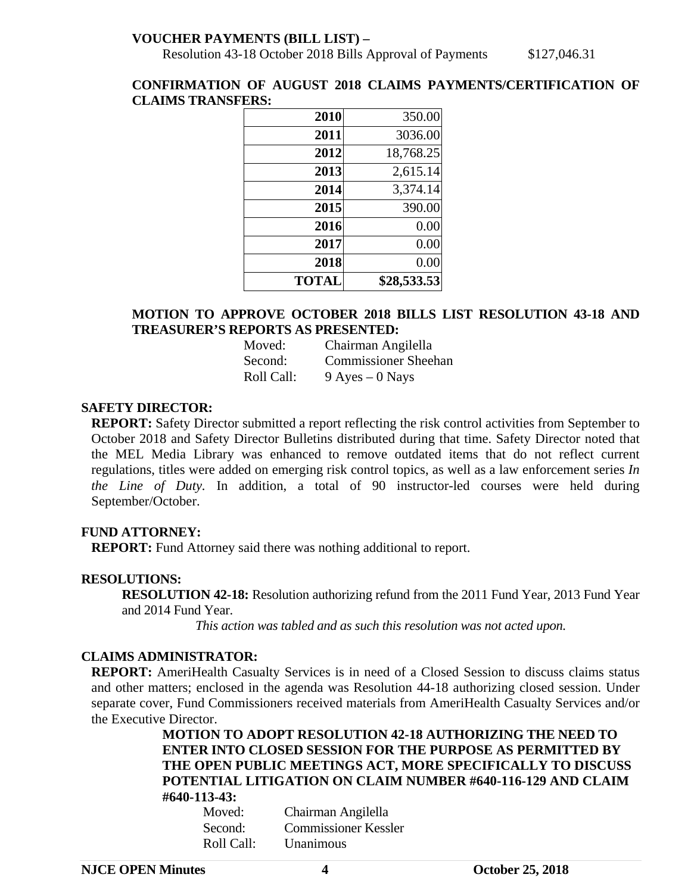**VOUCHER PAYMENTS (BILL LIST) –**

Resolution 43-18 October 2018 Bills Approval of Payments $127,046.31

**CONFIRMATION OF AUGUST 2018 CLAIMS PAYMENTS/CERTIFICATION OF CLAIMS TRANSFERS:**

| | |
|---|---|
| **2010** | 350.00 |
| **2011** | 3036.00 |
| **2012** | 18,768.25 |
| **2013** | 2,615.14 |
| **2014** | 3,374.14 |
| **2015** | 390.00 |
| **2016** | 0.00 |
| **2017** | 0.00 |
| **2018** | 0.00 |
| **TOTAL** | **$28,533.53** |

**MOTION TO APPROVE OCTOBER 2018 BILLS LIST RESOLUTION 43-18 AND TREASURER'S REPORTS AS PRESENTED:**

Moved: Chairman Angilella
Second: Commissioner Sheehan
Roll Call: 9 Ayes – 0 Nays

**SAFETY DIRECTOR:**

**REPORT:** Safety Director submitted a report reflecting the risk control activities from September to October 2018 and Safety Director Bulletins distributed during that time. Safety Director noted that the MEL Media Library was enhanced to remove outdated items that do not reflect current regulations, titles were added on emerging risk control topics, as well as a law enforcement series *In the Line of Duty*. In addition, a total of 90 instructor-led courses were held during September/October.

**FUND ATTORNEY:**

**REPORT:** Fund Attorney said there was nothing additional to report.

**RESOLUTIONS:**

**RESOLUTION 42-18:** Resolution authorizing refund from the 2011 Fund Year, 2013 Fund Year and 2014 Fund Year.

*This action was tabled and as such this resolution was not acted upon.*

**CLAIMS ADMINISTRATOR:**

**REPORT:** AmeriHealth Casualty Services is in need of a Closed Session to discuss claims status and other matters; enclosed in the agenda was Resolution 44-18 authorizing closed session. Under separate cover, Fund Commissioners received materials from AmeriHealth Casualty Services and/or the Executive Director.

**MOTION TO ADOPT RESOLUTION 42-18 AUTHORIZING THE NEED TO ENTER INTO CLOSED SESSION FOR THE PURPOSE AS PERMITTED BY THE OPEN PUBLIC MEETINGS ACT, MORE SPECIFICALLY TO DISCUSS POTENTIAL LITIGATION ON CLAIM NUMBER #640-116-129 AND CLAIM #640-113-43:**

Moved: Chairman Angilella
Second: Commissioner Kessler
Roll Call: Unanimous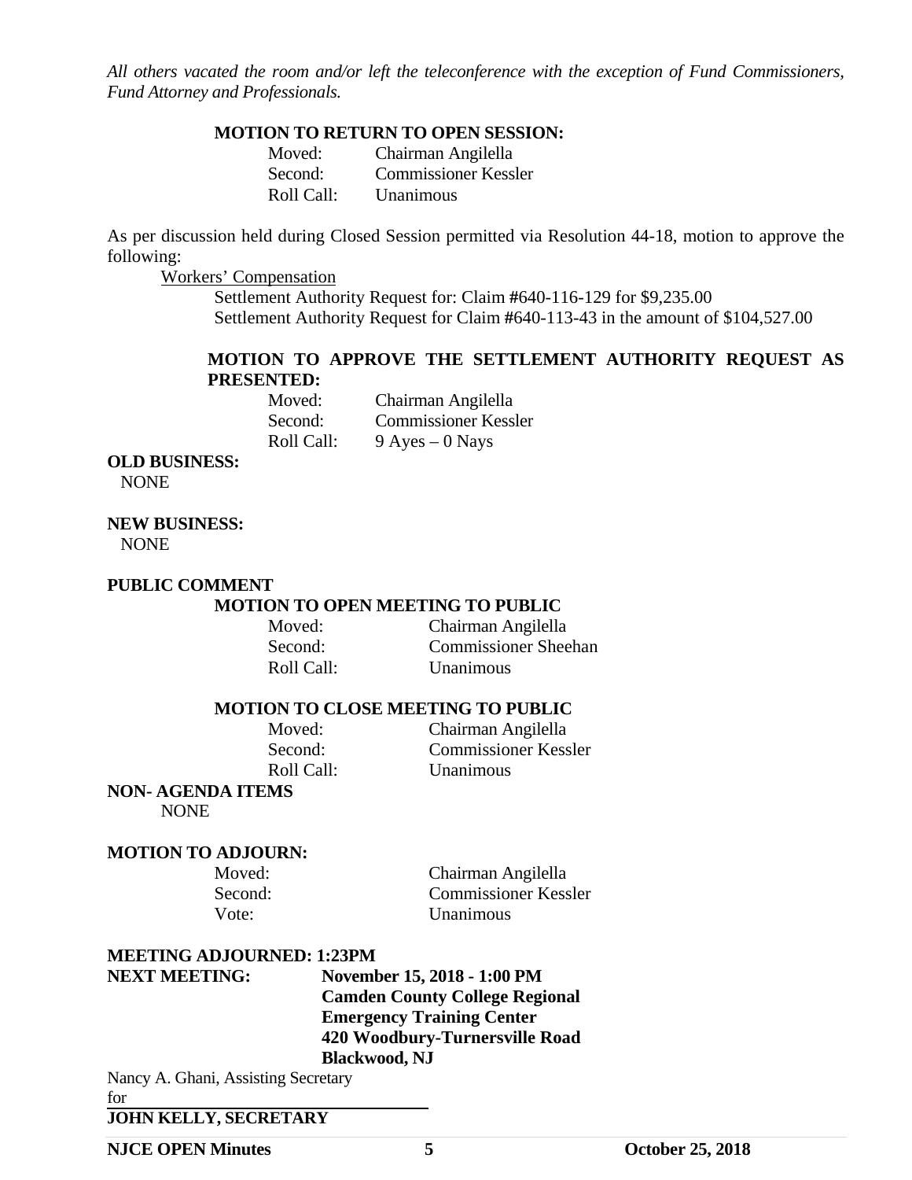*All others vacated the room and/or left the teleconference with the exception of Fund Commissioners, Fund Attorney and Professionals.*

**MOTION TO RETURN TO OPEN SESSION:**

Moved: Chairman Angilella
Second: Commissioner Kessler
Roll Call: Unanimous

As per discussion held during Closed Session permitted via Resolution 44-18, motion to approve the following:

Workers' Compensation

Settlement Authority Request for: Claim #640-116-129 for $9,235.00
Settlement Authority Request for Claim #640-113-43 in the amount of $104,527.00

**MOTION TO APPROVE THE SETTLEMENT AUTHORITY REQUEST AS PRESENTED:**

Moved: Chairman Angilella
Second: Commissioner Kessler
Roll Call: 9 Ayes – 0 Nays

**OLD BUSINESS:**

NONE

**NEW BUSINESS:**

NONE

**PUBLIC COMMENT**

**MOTION TO OPEN MEETING TO PUBLIC**

Moved: Chairman Angilella
Second: Commissioner Sheehan
Roll Call: Unanimous

**MOTION TO CLOSE MEETING TO PUBLIC**

Moved: Chairman Angilella
Second: Commissioner Kessler
Roll Call: Unanimous

**NON- AGENDA ITEMS**

NONE

**MOTION TO ADJOURN:**

Moved: Chairman Angilella
Second: Commissioner Kessler
Vote: Unanimous

**MEETING ADJOURNED: 1:23PM**

**NEXT MEETING: November 15, 2018 - 1:00 PM**
**Camden County College Regional**
**Emergency Training Center**
**420 Woodbury-Turnersville Road**
**Blackwood, NJ**

Nancy A. Ghani, Assisting Secretary
for

**JOHN KELLY, SECRETARY**